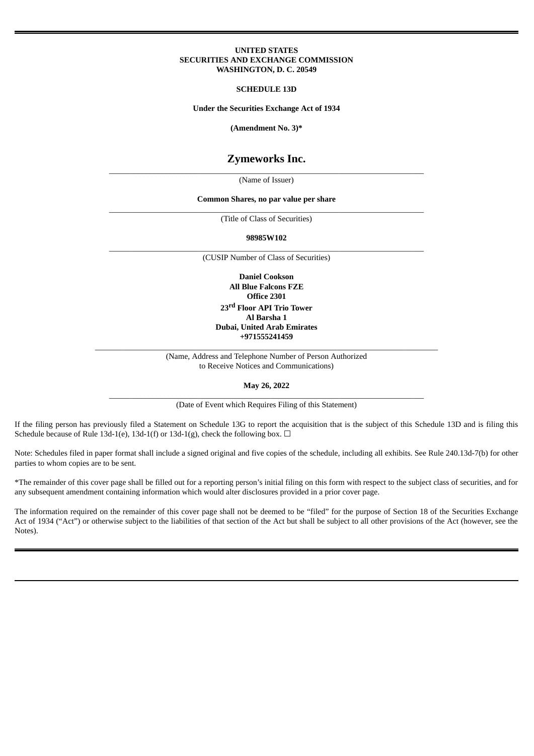**UNITED STATES**
**SECURITIES AND EXCHANGE COMMISSION**
**WASHINGTON, D. C. 20549**

**SCHEDULE 13D**

**Under the Securities Exchange Act of 1934**

**(Amendment No. 3)***

# Zymeworks Inc.

(Name of Issuer)

**Common Shares, no par value per share**

(Title of Class of Securities)

**98985W102**

(CUSIP Number of Class of Securities)

**Daniel Cookson**
**All Blue Falcons FZE**
**Office 2301**
**23rd Floor API Trio Tower**
**Al Barsha 1**
**Dubai, United Arab Emirates**
**+971555241459**

(Name, Address and Telephone Number of Person Authorized
to Receive Notices and Communications)

**May 26, 2022**

(Date of Event which Requires Filing of this Statement)

If the filing person has previously filed a Statement on Schedule 13G to report the acquisition that is the subject of this Schedule 13D and is filing this Schedule because of Rule 13d-1(e), 13d-1(f) or 13d-1(g), check the following box. ☐

Note: Schedules filed in paper format shall include a signed original and five copies of the schedule, including all exhibits. See Rule 240.13d-7(b) for other parties to whom copies are to be sent.

*The remainder of this cover page shall be filled out for a reporting person's initial filing on this form with respect to the subject class of securities, and for any subsequent amendment containing information which would alter disclosures provided in a prior cover page.

The information required on the remainder of this cover page shall not be deemed to be "filed" for the purpose of Section 18 of the Securities Exchange Act of 1934 ("Act") or otherwise subject to the liabilities of that section of the Act but shall be subject to all other provisions of the Act (however, see the Notes).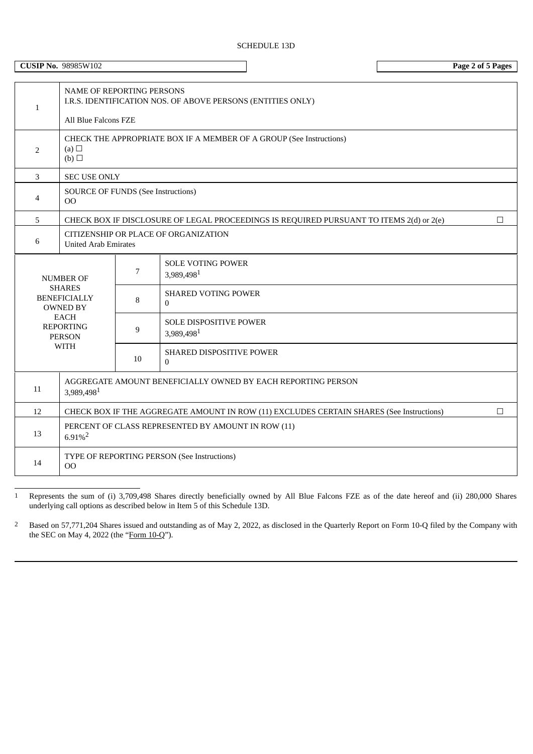SCHEDULE 13D

**CUSIP No.** 98985W102

| | | | |
|---|---|---|---|
| 1 | NAME OF REPORTING PERSONS<br>I.R.S. IDENTIFICATION NOS. OF ABOVE PERSONS (ENTITIES ONLY)<br><br>All Blue Falcons FZE | | |
| 2 | CHECK THE APPROPRIATE BOX IF A MEMBER OF A GROUP (See Instructions)<br>(a) ☐<br>(b) ☐ | | |
| 3 | SEC USE ONLY | | |
| 4 | SOURCE OF FUNDS (See Instructions)<br>OO | | |
| 5 | CHECK BOX IF DISCLOSURE OF LEGAL PROCEEDINGS IS REQUIRED PURSUANT TO ITEMS 2(d) or 2(e) ☐ | | |
| 6 | CITIZENSHIP OR PLACE OF ORGANIZATION<br>United Arab Emirates | | |
| NUMBER OF SHARES BENEFICIALLY OWNED BY EACH REPORTING PERSON WITH | | 7 | SOLE VOTING POWER<br>3,989,498[1] |
| | | 8 | SHARED VOTING POWER<br>0 |
| | | 9 | SOLE DISPOSITIVE POWER<br>3,989,498[1] |
| | | 10 | SHARED DISPOSITIVE POWER<br>0 |
| 11 | AGGREGATE AMOUNT BENEFICIALLY OWNED BY EACH REPORTING PERSON<br>3,989,498[1] | | |
| 12 | CHECK BOX IF THE AGGREGATE AMOUNT IN ROW (11) EXCLUDES CERTAIN SHARES (See Instructions) ☐ | | |
| 13 | PERCENT OF CLASS REPRESENTED BY AMOUNT IN ROW (11)<br>6.91%[2] | | |
| 14 | TYPE OF REPORTING PERSON (See Instructions)<br>OO | | |

[1] Represents the sum of (i) 3,709,498 Shares directly beneficially owned by All Blue Falcons FZE as of the date hereof and (ii) 280,000 Shares underlying call options as described below in Item 5 of this Schedule 13D.

[2] Based on 57,771,204 Shares issued and outstanding as of May 2, 2022, as disclosed in the Quarterly Report on Form 10-Q filed by the Company with the SEC on May 4, 2022 (the "Form 10-Q").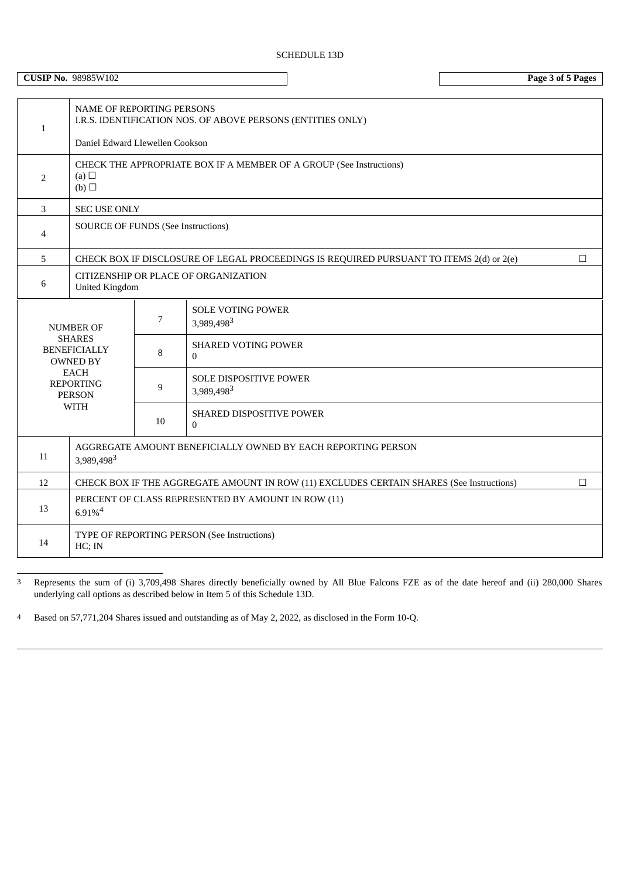SCHEDULE 13D

**CUSIP No.** 98985W102

| | | | |
|---|---|---|---|
| 1 | NAME OF REPORTING PERSONS<br>I.R.S. IDENTIFICATION NOS. OF ABOVE PERSONS (ENTITIES ONLY)<br><br>Daniel Edward Llewellen Cookson | | |
| 2 | CHECK THE APPROPRIATE BOX IF A MEMBER OF A GROUP (See Instructions)<br>(a) ☐<br>(b) ☐ | | |
| 3 | SEC USE ONLY | | |
| 4 | SOURCE OF FUNDS (See Instructions) | | |
| 5 | CHECK BOX IF DISCLOSURE OF LEGAL PROCEEDINGS IS REQUIRED PURSUANT TO ITEMS 2(d) or 2(e) ☐ | | |
| 6 | CITIZENSHIP OR PLACE OF ORGANIZATION<br>United Kingdom | | |
| NUMBER OF SHARES BENEFICIALLY OWNED BY EACH REPORTING PERSON WITH | | 7 | SOLE VOTING POWER<br>3,989,498[3] |
| | | 8 | SHARED VOTING POWER<br>0 |
| | | 9 | SOLE DISPOSITIVE POWER<br>3,989,498[3] |
| | | 10 | SHARED DISPOSITIVE POWER<br>0 |
| 11 | AGGREGATE AMOUNT BENEFICIALLY OWNED BY EACH REPORTING PERSON<br>3,989,498[3] | | |
| 12 | CHECK BOX IF THE AGGREGATE AMOUNT IN ROW (11) EXCLUDES CERTAIN SHARES (See Instructions) ☐ | | |
| 13 | PERCENT OF CLASS REPRESENTED BY AMOUNT IN ROW (11)<br>6.91%[4] | | |
| 14 | TYPE OF REPORTING PERSON (See Instructions)<br>HC; IN | | |

---

[3] Represents the sum of (i) 3,709,498 Shares directly beneficially owned by All Blue Falcons FZE as of the date hereof and (ii) 280,000 Shares underlying call options as described below in Item 5 of this Schedule 13D.

[4] Based on 57,771,204 Shares issued and outstanding as of May 2, 2022, as disclosed in the Form 10-Q.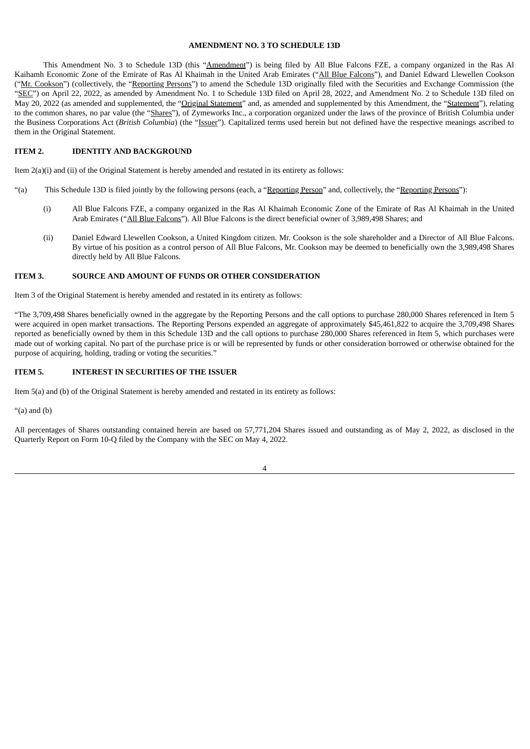**AMENDMENT NO. 3 TO SCHEDULE 13D**

This Amendment No. 3 to Schedule 13D (this "Amendment") is being filed by All Blue Falcons FZE, a company organized in the Ras Al Kaihamh Economic Zone of the Emirate of Ras Al Khaimah in the United Arab Emirates ("All Blue Falcons"), and Daniel Edward Llewellen Cookson ("Mr. Cookson") (collectively, the "Reporting Persons") to amend the Schedule 13D originally filed with the Securities and Exchange Commission (the "SEC") on April 22, 2022, as amended by Amendment No. 1 to Schedule 13D filed on April 28, 2022, and Amendment No. 2 to Schedule 13D filed on May 20, 2022 (as amended and supplemented, the "Original Statement" and, as amended and supplemented by this Amendment, the "Statement"), relating to the common shares, no par value (the "Shares"), of Zymeworks Inc., a corporation organized under the laws of the province of British Columbia under the Business Corporations Act (*British Columbia*) (the "Issuer"). Capitalized terms used herein but not defined have the respective meanings ascribed to them in the Original Statement.

**ITEM 2. IDENTITY AND BACKGROUND**

Item 2(a)(i) and (ii) of the Original Statement is hereby amended and restated in its entirety as follows:

"(a) This Schedule 13D is filed jointly by the following persons (each, a "Reporting Person" and, collectively, the "Reporting Persons"):

(i) All Blue Falcons FZE, a company organized in the Ras Al Khaimah Economic Zone of the Emirate of Ras Al Khaimah in the United Arab Emirates ("All Blue Falcons"). All Blue Falcons is the direct beneficial owner of 3,989,498 Shares; and

(ii) Daniel Edward Llewellen Cookson, a United Kingdom citizen. Mr. Cookson is the sole shareholder and a Director of All Blue Falcons. By virtue of his position as a control person of All Blue Falcons, Mr. Cookson may be deemed to beneficially own the 3,989,498 Shares directly held by All Blue Falcons.

**ITEM 3. SOURCE AND AMOUNT OF FUNDS OR OTHER CONSIDERATION**

Item 3 of the Original Statement is hereby amended and restated in its entirety as follows:

"The 3,709,498 Shares beneficially owned in the aggregate by the Reporting Persons and the call options to purchase 280,000 Shares referenced in Item 5 were acquired in open market transactions. The Reporting Persons expended an aggregate of approximately $45,461,822 to acquire the 3,709,498 Shares reported as beneficially owned by them in this Schedule 13D and the call options to purchase 280,000 Shares referenced in Item 5, which purchases were made out of working capital. No part of the purchase price is or will be represented by funds or other consideration borrowed or otherwise obtained for the purpose of acquiring, holding, trading or voting the securities."

**ITEM 5. INTEREST IN SECURITIES OF THE ISSUER**

Item 5(a) and (b) of the Original Statement is hereby amended and restated in its entirety as follows:

"(a) and (b)

All percentages of Shares outstanding contained herein are based on 57,771,204 Shares issued and outstanding as of May 2, 2022, as disclosed in the Quarterly Report on Form 10-Q filed by the Company with the SEC on May 4, 2022.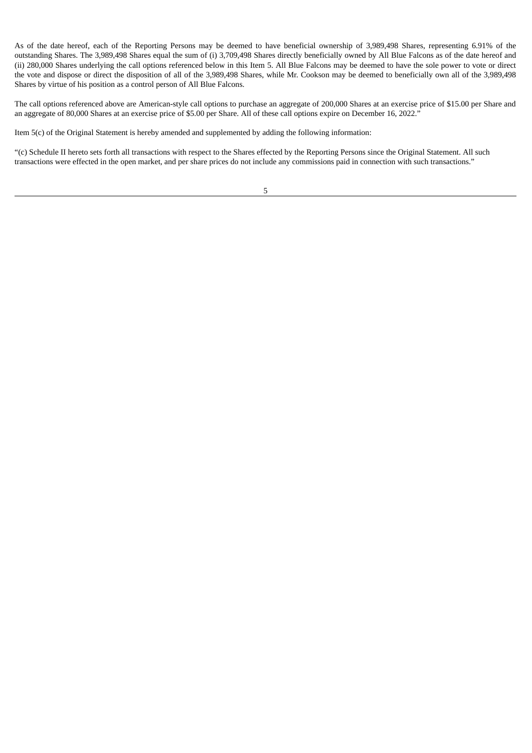As of the date hereof, each of the Reporting Persons may be deemed to have beneficial ownership of 3,989,498 Shares, representing 6.91% of the outstanding Shares. The 3,989,498 Shares equal the sum of (i) 3,709,498 Shares directly beneficially owned by All Blue Falcons as of the date hereof and (ii) 280,000 Shares underlying the call options referenced below in this Item 5. All Blue Falcons may be deemed to have the sole power to vote or direct the vote and dispose or direct the disposition of all of the 3,989,498 Shares, while Mr. Cookson may be deemed to beneficially own all of the 3,989,498 Shares by virtue of his position as a control person of All Blue Falcons.

The call options referenced above are American-style call options to purchase an aggregate of 200,000 Shares at an exercise price of $15.00 per Share and an aggregate of 80,000 Shares at an exercise price of $5.00 per Share. All of these call options expire on December 16, 2022."

Item 5(c) of the Original Statement is hereby amended and supplemented by adding the following information:

"(c) Schedule II hereto sets forth all transactions with respect to the Shares effected by the Reporting Persons since the Original Statement. All such transactions were effected in the open market, and per share prices do not include any commissions paid in connection with such transactions."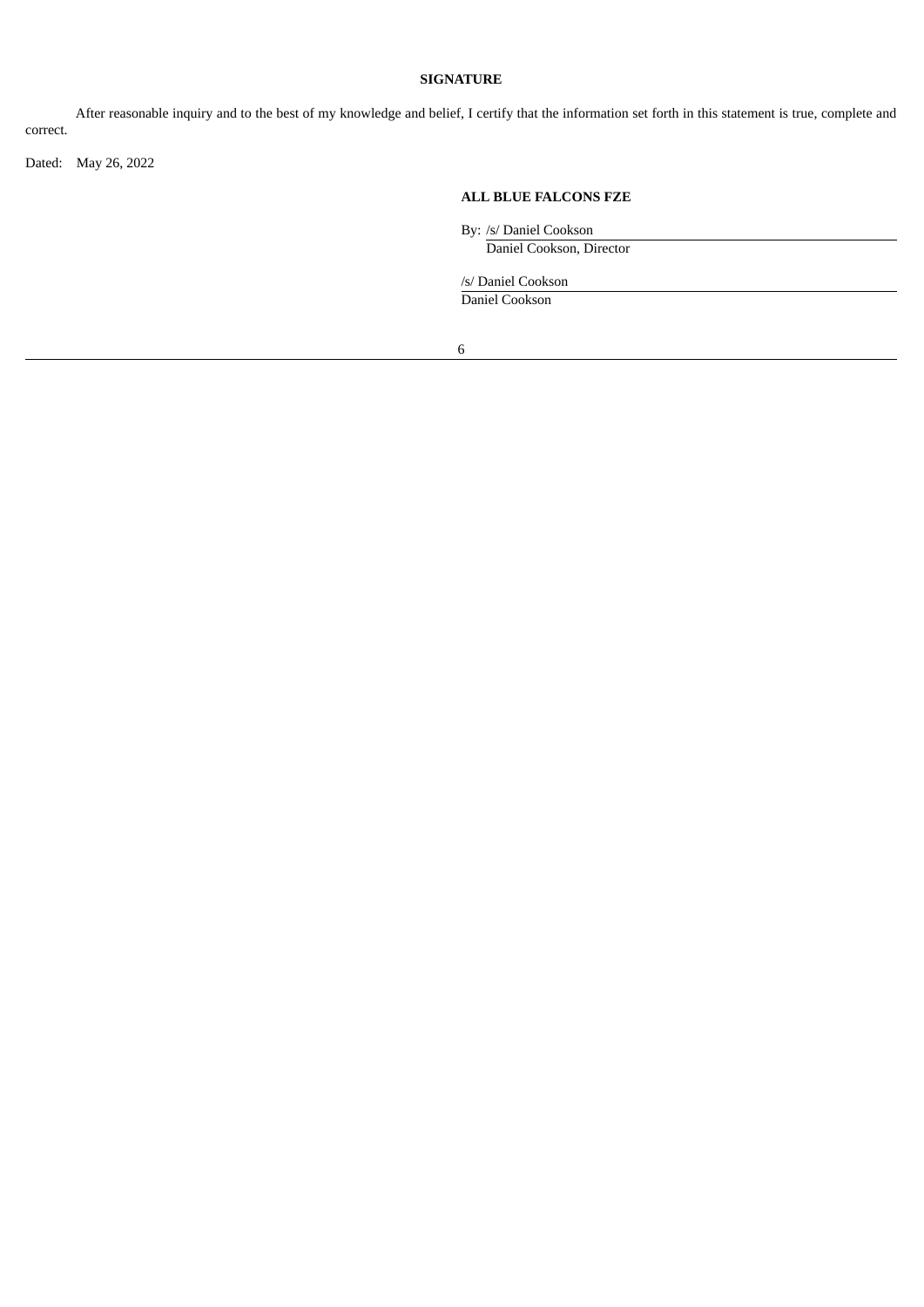**SIGNATURE**

After reasonable inquiry and to the best of my knowledge and belief, I certify that the information set forth in this statement is true, complete and correct.

Dated: May 26, 2022

**ALL BLUE FALCONS FZE**

By: /s/ Daniel Cookson
Daniel Cookson, Director

/s/ Daniel Cookson
Daniel Cookson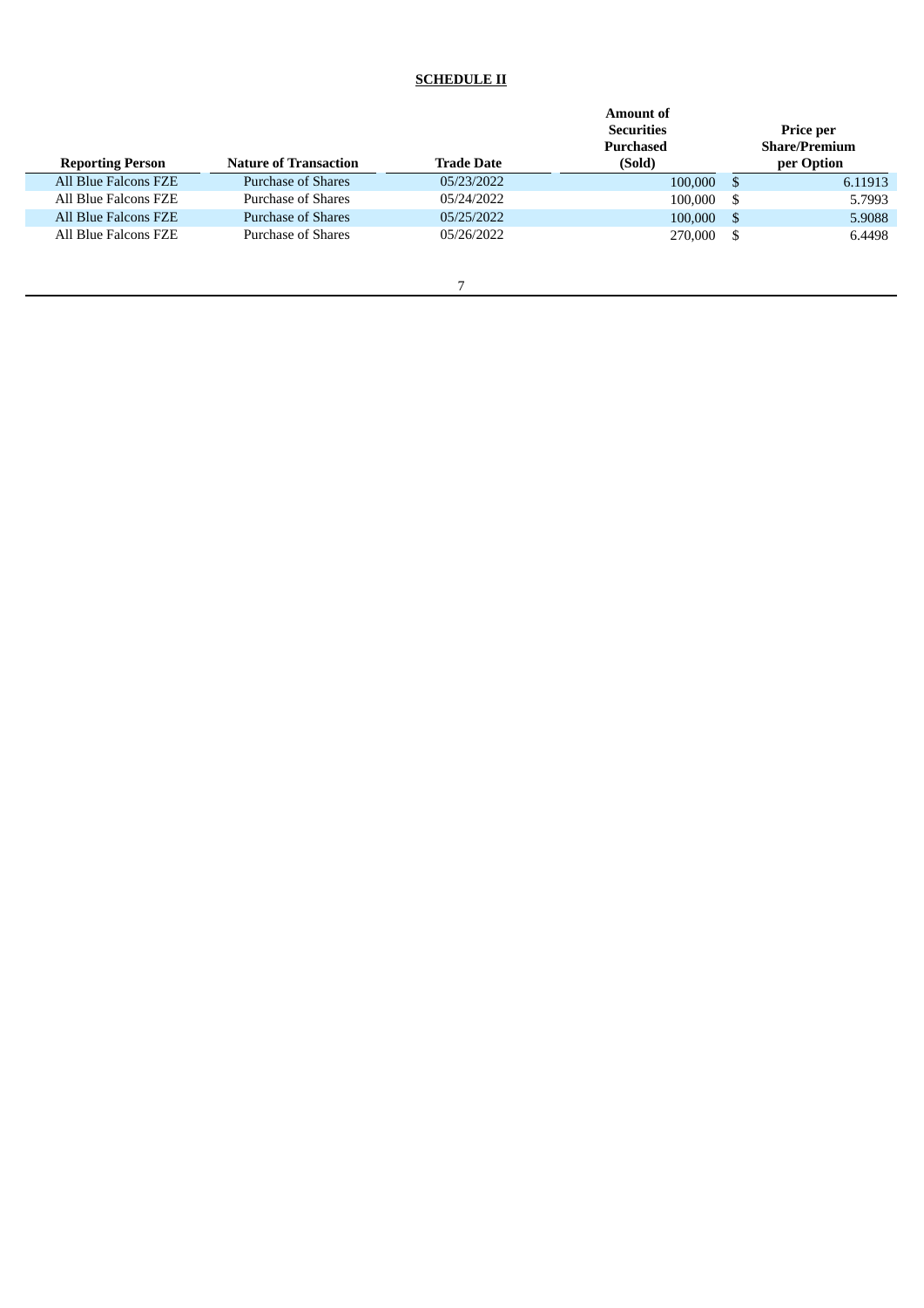**SCHEDULE II**

| Reporting Person | Nature of Transaction | Trade Date | Amount of Securities Purchased (Sold) | Price per Share/Premium per Option |
|---|---|---|---|---|
| All Blue Falcons FZE | Purchase of Shares | 05/23/2022 | 100,000 | $ 6.11913 |
| All Blue Falcons FZE | Purchase of Shares | 05/24/2022 | 100,000 | $ 5.7993 |
| All Blue Falcons FZE | Purchase of Shares | 05/25/2022 | 100,000 | $ 5.9088 |
| All Blue Falcons FZE | Purchase of Shares | 05/26/2022 | 270,000 | $ 6.4498 |